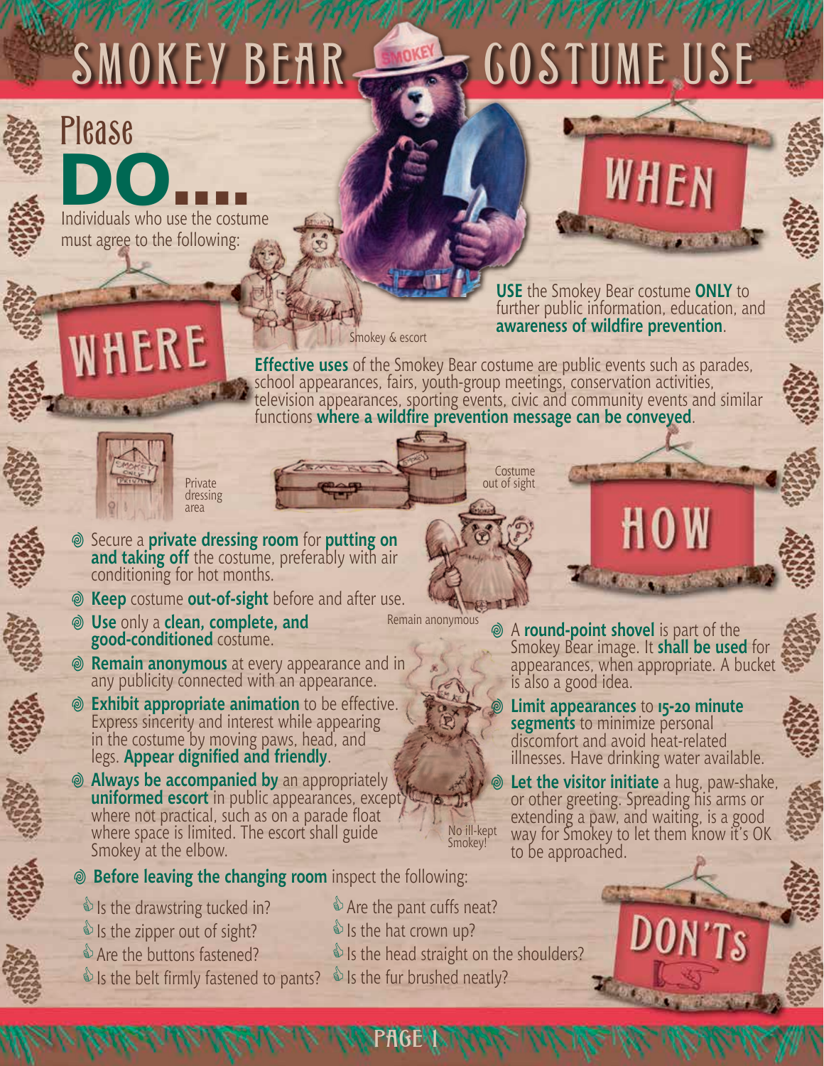# SMOKEY BEAR COSTUME USE

## Please DO....

Individuals who use the costume must agree to the following:

## WHEN

**USE** the Smokey Bear costume **ONLY** to further public information, education, and **awareness of wildfire prevention**.

Smokey & escort

## WHERE

**Effective uses** of the Smokey Bear costume are public events such as parades, school appearances, fairs, youth-group meetings, conservation activities, television appearances, sporting events, civic and community events and similar functions **where a wildfire prevention message can be conveyed**.

Private dressing area

Costume out of sight

## HOW

- Secure a **private dressing room** for **putting on and taking off** the costume, preferably with air conditioning for hot months.
- **Keep** costume **out-of-sight** before and after use.
- **Use** only a **clean, complete, and good-conditioned** costume.
- **Remain anonymous** at every appearance and in any publicity connected with an appearance.
- **Exhibit appropriate animation** to be effective. Express sincerity and interest while appearing in the costume by moving paws, head, and legs. **Appear dignified and friendly**.
- **Always be accompanied by** an appropriately **uniformed escort** in public appearances, except where not practical, such as on a parade float where space is limited. The escort shall guide Smokey at the elbow.
- **Before leaving the changing room** inspect the following:
  - Is the drawstring tucked in?
  - Is the zipper out of sight?
  - Are the buttons fastened?
  - Is the belt firmly fastened to pants?
  - Are the pant cuffs neat?
  - Is the hat crown up?
  - Is the head straight on the shoulders?
  - Is the fur brushed neatly?

Remain anonymous

No ill-kept Smokey!

- A **round-point shovel** is part of the Smokey Bear image. It **shall be used** for appearances, when appropriate. A bucket is also a good idea.
- **Limit appearances** to **15-20 minute segments** to minimize personal discomfort and avoid heat-related illnesses. Have drinking water available.
- **Let the visitor initiate** a hug, paw-shake, or other greeting. Spreading his arms or extending a paw, and waiting, is a good way for Smokey to let them know it's OK to be approached.

## DON'Ts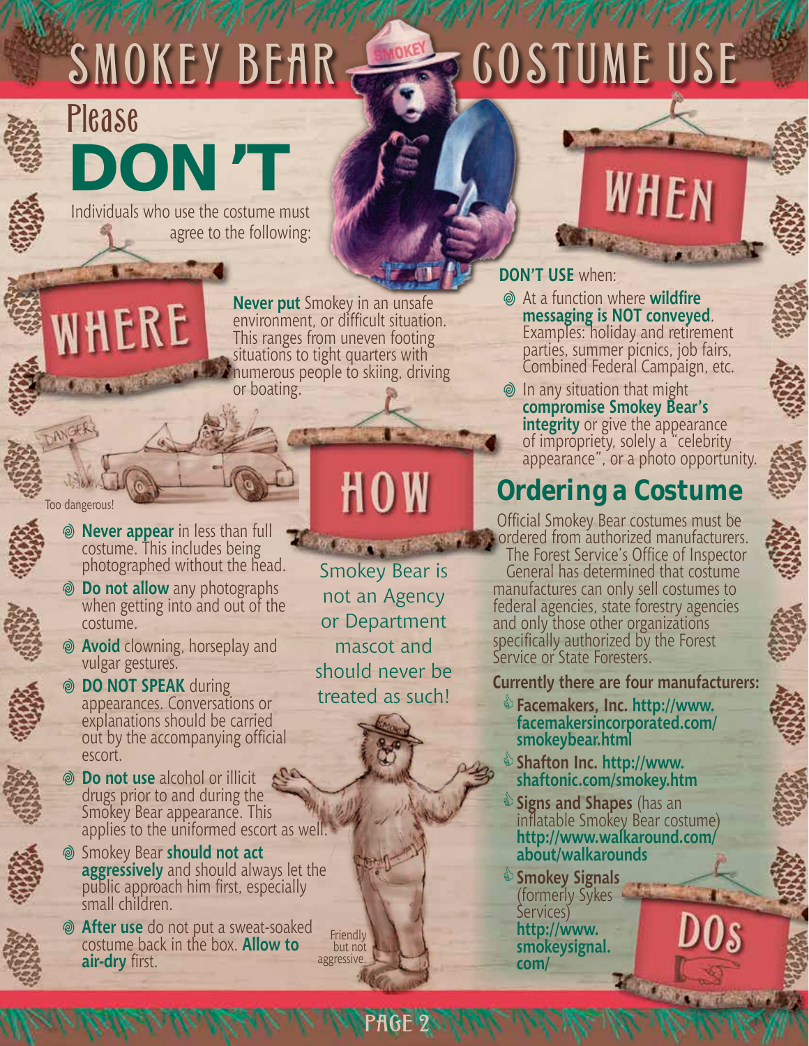# SMOKEY BEAR COSTUME USE

## Please DON'T

Individuals who use the costume must agree to the following:

### WHERE

**Never put** Smokey in an unsafe environment, or difficult situation. This ranges from uneven footing situations to tight quarters with numerous people to skiing, driving or boating.

Too dangerous!

### HOW

- **Never appear** in less than full costume. This includes being photographed without the head.
- **Do not allow** any photographs when getting into and out of the costume.
- **Avoid** clowning, horseplay and vulgar gestures.
- **DO NOT SPEAK** during appearances. Conversations or explanations should be carried out by the accompanying official escort.
- **Do not use** alcohol or illicit drugs prior to and during the Smokey Bear appearance. This applies to the uniformed escort as well.
- Smokey Bear **should not act aggressively** and should always let the public approach him first, especially small children.
- **After use** do not put a sweat-soaked costume back in the box. **Allow to air-dry** first.

Smokey Bear is not an Agency or Department mascot and should never be treated as such!

Friendly but not aggressive.

### WHEN

**DON'T USE** when:

- At a function where **wildfire messaging is NOT conveyed**. Examples: holiday and retirement parties, summer picnics, job fairs, Combined Federal Campaign, etc.
- In any situation that might **compromise Smokey Bear's integrity** or give the appearance of impropriety, solely a "celebrity appearance", or a photo opportunity.

## Ordering a Costume

Official Smokey Bear costumes must be ordered from authorized manufacturers. The Forest Service's Office of Inspector General has determined that costume manufactures can only sell costumes to federal agencies, state forestry agencies and only those other organizations specifically authorized by the Forest Service or State Foresters.

**Currently there are four manufacturers:**

- **Facemakers, Inc. http://www.facemakersincorporated.com/smokeybear.html**
- **Shafton Inc. http://www.shaftonic.com/smokey.htm**
- **Signs and Shapes** (has an inflatable Smokey Bear costume) **http://www.walkaround.com/about/walkarounds**
- **Smokey Signals** (formerly Sykes Services) **http://www.smokeysignal.com/**

### DOs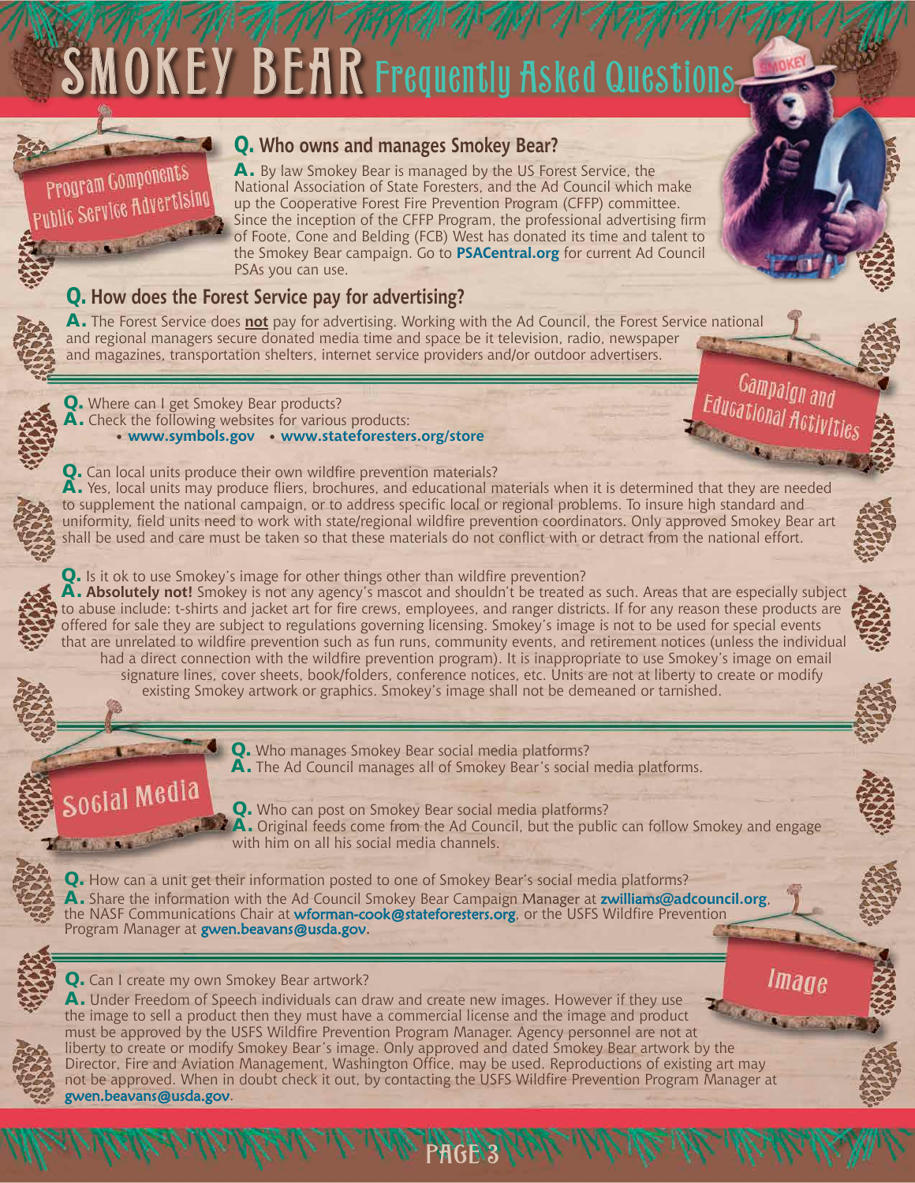# SMOKEY BEAR Frequently Asked Questions

## Program Components Public Service Advertising

**Q. Who owns and manages Smokey Bear?**

**A.** By law Smokey Bear is managed by the US Forest Service, the National Association of State Foresters, and the Ad Council which make up the Cooperative Forest Fire Prevention Program (CFFP) committee. Since the inception of the CFFP Program, the professional advertising firm of Foote, Cone and Belding (FCB) West has donated its time and talent to the Smokey Bear campaign. Go to **PSACentral.org** for current Ad Council PSAs you can use.

**Q. How does the Forest Service pay for advertising?**

**A.** The Forest Service does **not** pay for advertising. Working with the Ad Council, the Forest Service national and regional managers secure donated media time and space be it television, radio, newspaper and magazines, transportation shelters, internet service providers and/or outdoor advertisers.

## Campaign and Educational Activities

**Q.** Where can I get Smokey Bear products?

**A.** Check the following websites for various products:

- **www.symbols.gov**
- **www.stateforesters.org/store**

**Q.** Can local units produce their own wildfire prevention materials?

**A.** Yes, local units may produce fliers, brochures, and educational materials when it is determined that they are needed to supplement the national campaign, or to address specific local or regional problems. To insure high standard and uniformity, field units need to work with state/regional wildfire prevention coordinators. Only approved Smokey Bear art shall be used and care must be taken so that these materials do not conflict with or detract from the national effort.

**Q.** Is it ok to use Smokey's image for other things other than wildfire prevention?

**A. Absolutely not!** Smokey is not any agency's mascot and shouldn't be treated as such. Areas that are especially subject to abuse include: t-shirts and jacket art for fire crews, employees, and ranger districts. If for any reason these products are offered for sale they are subject to regulations governing licensing. Smokey's image is not to be used for special events that are unrelated to wildfire prevention such as fun runs, community events, and retirement notices (unless the individual had a direct connection with the wildfire prevention program). It is inappropriate to use Smokey's image on email signature lines, cover sheets, book/folders, conference notices, etc. Units are not at liberty to create or modify existing Smokey artwork or graphics. Smokey's image shall not be demeaned or tarnished.

## Social Media

**Q.** Who manages Smokey Bear social media platforms?

**A.** The Ad Council manages all of Smokey Bear's social media platforms.

**Q.** Who can post on Smokey Bear social media platforms?

**A.** Original feeds come from the Ad Council, but the public can follow Smokey and engage with him on all his social media channels.

**Q.** How can a unit get their information posted to one of Smokey Bear's social media platforms?

**A.** Share the information with the Ad Council Smokey Bear Campaign Manager at **zwilliams@adcouncil.org**, the NASF Communications Chair at **wforman-cook@stateforesters.org**, or the USFS Wildfire Prevention Program Manager at **gwen.beavans@usda.gov**.

## Image

**Q.** Can I create my own Smokey Bear artwork?

**A.** Under Freedom of Speech individuals can draw and create new images. However if they use the image to sell a product then they must have a commercial license and the image and product must be approved by the USFS Wildfire Prevention Program Manager. Agency personnel are not at liberty to create or modify Smokey Bear's image. Only approved and dated Smokey Bear artwork by the Director, Fire and Aviation Management, Washington Office, may be used. Reproductions of existing art may not be approved. When in doubt check it out, by contacting the USFS Wildfire Prevention Program Manager at **gwen.beavans@usda.gov**.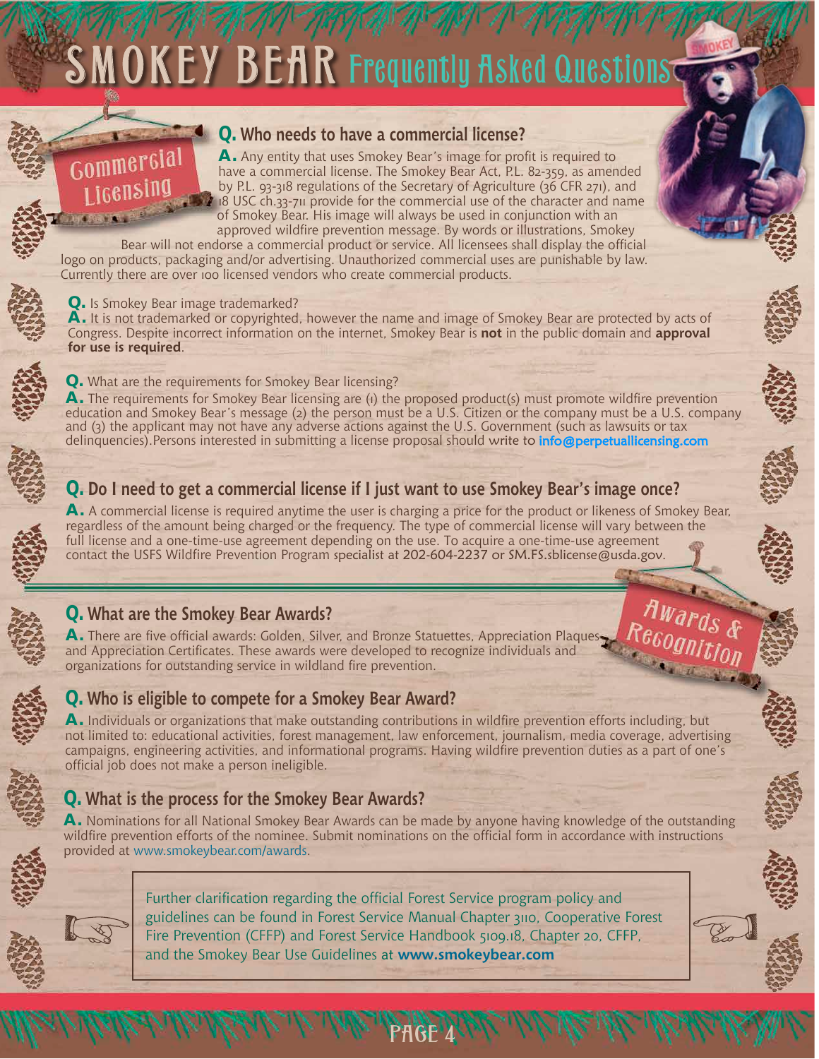# SMOKEY BEAR Frequently Asked Questions

## Commercial Licensing

**Q. Who needs to have a commercial license?**

**A.** Any entity that uses Smokey Bear's image for profit is required to have a commercial license. The Smokey Bear Act, P.L. 82-359, as amended by P.L. 93-318 regulations of the Secretary of Agriculture (36 CFR 271), and 18 USC ch.33-711 provide for the commercial use of the character and name of Smokey Bear. His image will always be used in conjunction with an approved wildfire prevention message. By words or illustrations, Smokey Bear will not endorse a commercial product or service. All licensees shall display the official logo on products, packaging and/or advertising. Unauthorized commercial uses are punishable by law. Currently there are over 100 licensed vendors who create commercial products.

**Q.** Is Smokey Bear image trademarked?

**A.** It is not trademarked or copyrighted, however the name and image of Smokey Bear are protected by acts of Congress. Despite incorrect information on the internet, Smokey Bear is **not** in the public domain and **approval for use is required**.

**Q.** What are the requirements for Smokey Bear licensing?

**A.** The requirements for Smokey Bear licensing are (1) the proposed product(s) must promote wildfire prevention education and Smokey Bear's message (2) the person must be a U.S. Citizen or the company must be a U.S. company and (3) the applicant may not have any adverse actions against the U.S. Government (such as lawsuits or tax delinquencies).Persons interested in submitting a license proposal should write to **info@perpetuallicensing.com**

**Q. Do I need to get a commercial license if I just want to use Smokey Bear's image once?**

**A.** A commercial license is required anytime the user is charging a price for the product or likeness of Smokey Bear, regardless of the amount being charged or the frequency. The type of commercial license will vary between the full license and a one-time-use agreement depending on the use. To acquire a one-time-use agreement contact the USFS Wildfire Prevention Program specialist at 202-604-2237 or SM.FS.sblicense@usda.gov.

## Awards & Recognition

**Q. What are the Smokey Bear Awards?**

**A.** There are five official awards: Golden, Silver, and Bronze Statuettes, Appreciation Plaques and Appreciation Certificates. These awards were developed to recognize individuals and organizations for outstanding service in wildland fire prevention.

**Q. Who is eligible to compete for a Smokey Bear Award?**

**A.** Individuals or organizations that make outstanding contributions in wildfire prevention efforts including, but not limited to: educational activities, forest management, law enforcement, journalism, media coverage, advertising campaigns, engineering activities, and informational programs. Having wildfire prevention duties as a part of one's official job does not make a person ineligible.

**Q. What is the process for the Smokey Bear Awards?**

**A.** Nominations for all National Smokey Bear Awards can be made by anyone having knowledge of the outstanding wildfire prevention efforts of the nominee. Submit nominations on the official form in accordance with instructions provided at www.smokeybear.com/awards.

Further clarification regarding the official Forest Service program policy and guidelines can be found in Forest Service Manual Chapter 3110, Cooperative Forest Fire Prevention (CFFP) and Forest Service Handbook 5109.18, Chapter 20, CFFP, and the Smokey Bear Use Guidelines at **www.smokeybear.com**